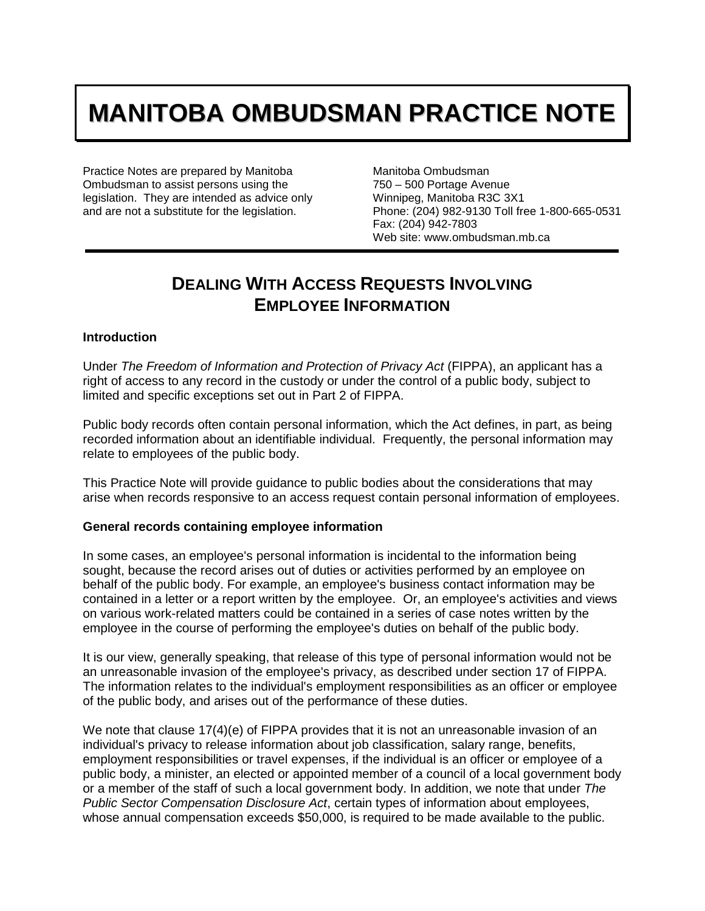# MANITOBA OMBUDSMAN PRACTICE NOTE

Practice Notes are prepared by Manitoba Ombudsman to assist persons using the legislation. They are intended as advice only and are not a substitute for the legislation.

Manitoba Ombudsman
750 – 500 Portage Avenue
Winnipeg, Manitoba R3C 3X1
Phone: (204) 982-9130 Toll free 1-800-665-0531
Fax: (204) 942-7803
Web site: www.ombudsman.mb.ca

## DEALING WITH ACCESS REQUESTS INVOLVING EMPLOYEE INFORMATION

### Introduction

Under *The Freedom of Information and Protection of Privacy Act* (FIPPA), an applicant has a right of access to any record in the custody or under the control of a public body, subject to limited and specific exceptions set out in Part 2 of FIPPA.

Public body records often contain personal information, which the Act defines, in part, as being recorded information about an identifiable individual. Frequently, the personal information may relate to employees of the public body.

This Practice Note will provide guidance to public bodies about the considerations that may arise when records responsive to an access request contain personal information of employees.

### General records containing employee information

In some cases, an employee's personal information is incidental to the information being sought, because the record arises out of duties or activities performed by an employee on behalf of the public body. For example, an employee's business contact information may be contained in a letter or a report written by the employee. Or, an employee's activities and views on various work-related matters could be contained in a series of case notes written by the employee in the course of performing the employee's duties on behalf of the public body.

It is our view, generally speaking, that release of this type of personal information would not be an unreasonable invasion of the employee's privacy, as described under section 17 of FIPPA. The information relates to the individual's employment responsibilities as an officer or employee of the public body, and arises out of the performance of these duties.

We note that clause 17(4)(e) of FIPPA provides that it is not an unreasonable invasion of an individual's privacy to release information about job classification, salary range, benefits, employment responsibilities or travel expenses, if the individual is an officer or employee of a public body, a minister, an elected or appointed member of a council of a local government body or a member of the staff of such a local government body. In addition, we note that under *The Public Sector Compensation Disclosure Act*, certain types of information about employees, whose annual compensation exceeds $50,000, is required to be made available to the public.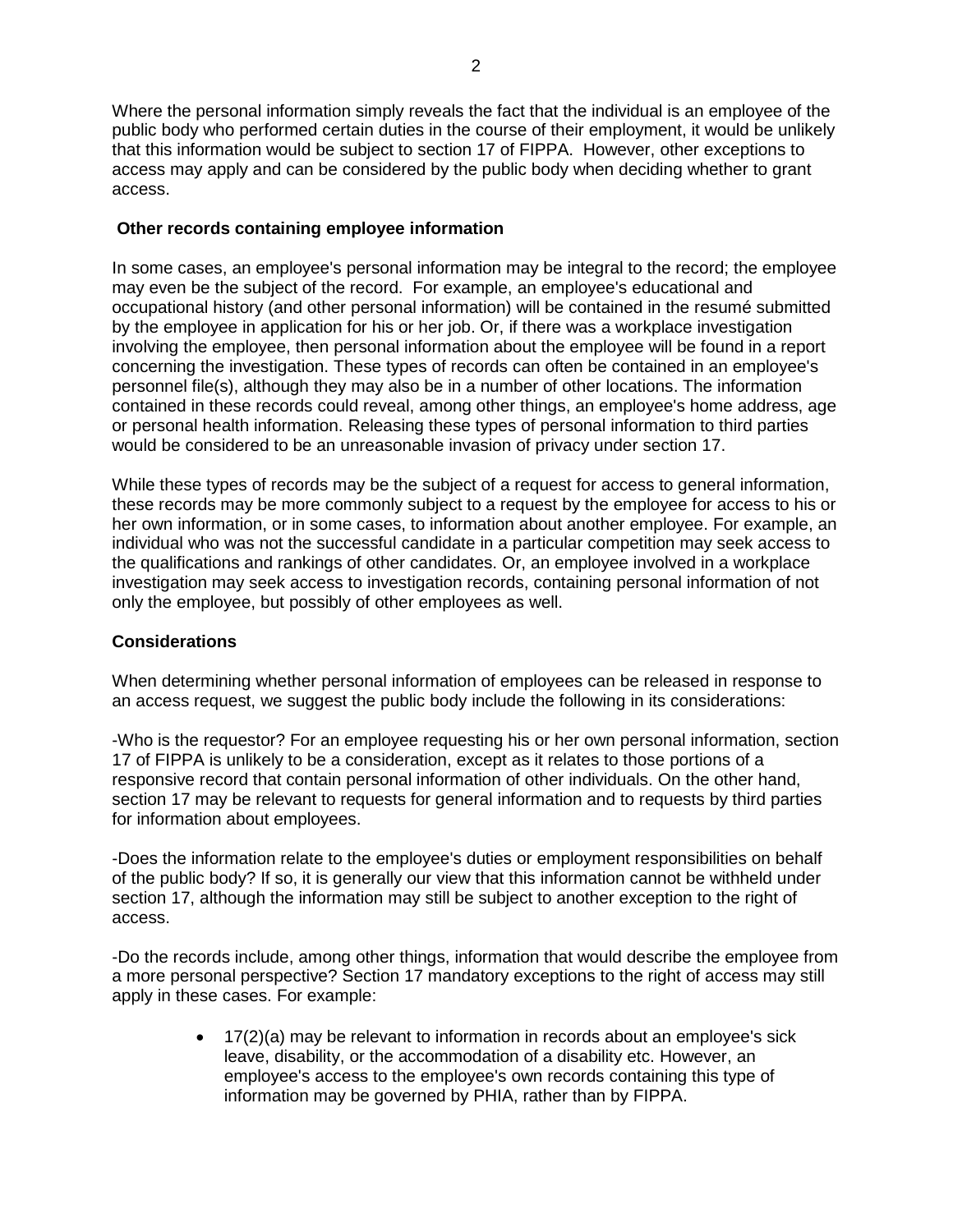Where the personal information simply reveals the fact that the individual is an employee of the public body who performed certain duties in the course of their employment, it would be unlikely that this information would be subject to section 17 of FIPPA. However, other exceptions to access may apply and can be considered by the public body when deciding whether to grant access.

**Other records containing employee information**

In some cases, an employee's personal information may be integral to the record; the employee may even be the subject of the record. For example, an employee's educational and occupational history (and other personal information) will be contained in the resumé submitted by the employee in application for his or her job. Or, if there was a workplace investigation involving the employee, then personal information about the employee will be found in a report concerning the investigation. These types of records can often be contained in an employee's personnel file(s), although they may also be in a number of other locations. The information contained in these records could reveal, among other things, an employee's home address, age or personal health information. Releasing these types of personal information to third parties would be considered to be an unreasonable invasion of privacy under section 17.

While these types of records may be the subject of a request for access to general information, these records may be more commonly subject to a request by the employee for access to his or her own information, or in some cases, to information about another employee. For example, an individual who was not the successful candidate in a particular competition may seek access to the qualifications and rankings of other candidates. Or, an employee involved in a workplace investigation may seek access to investigation records, containing personal information of not only the employee, but possibly of other employees as well.

**Considerations**

When determining whether personal information of employees can be released in response to an access request, we suggest the public body include the following in its considerations:

-Who is the requestor? For an employee requesting his or her own personal information, section 17 of FIPPA is unlikely to be a consideration, except as it relates to those portions of a responsive record that contain personal information of other individuals. On the other hand, section 17 may be relevant to requests for general information and to requests by third parties for information about employees.

-Does the information relate to the employee's duties or employment responsibilities on behalf of the public body? If so, it is generally our view that this information cannot be withheld under section 17, although the information may still be subject to another exception to the right of access.

-Do the records include, among other things, information that would describe the employee from a more personal perspective? Section 17 mandatory exceptions to the right of access may still apply in these cases. For example:

- 17(2)(a) may be relevant to information in records about an employee's sick leave, disability, or the accommodation of a disability etc. However, an employee's access to the employee's own records containing this type of information may be governed by PHIA, rather than by FIPPA.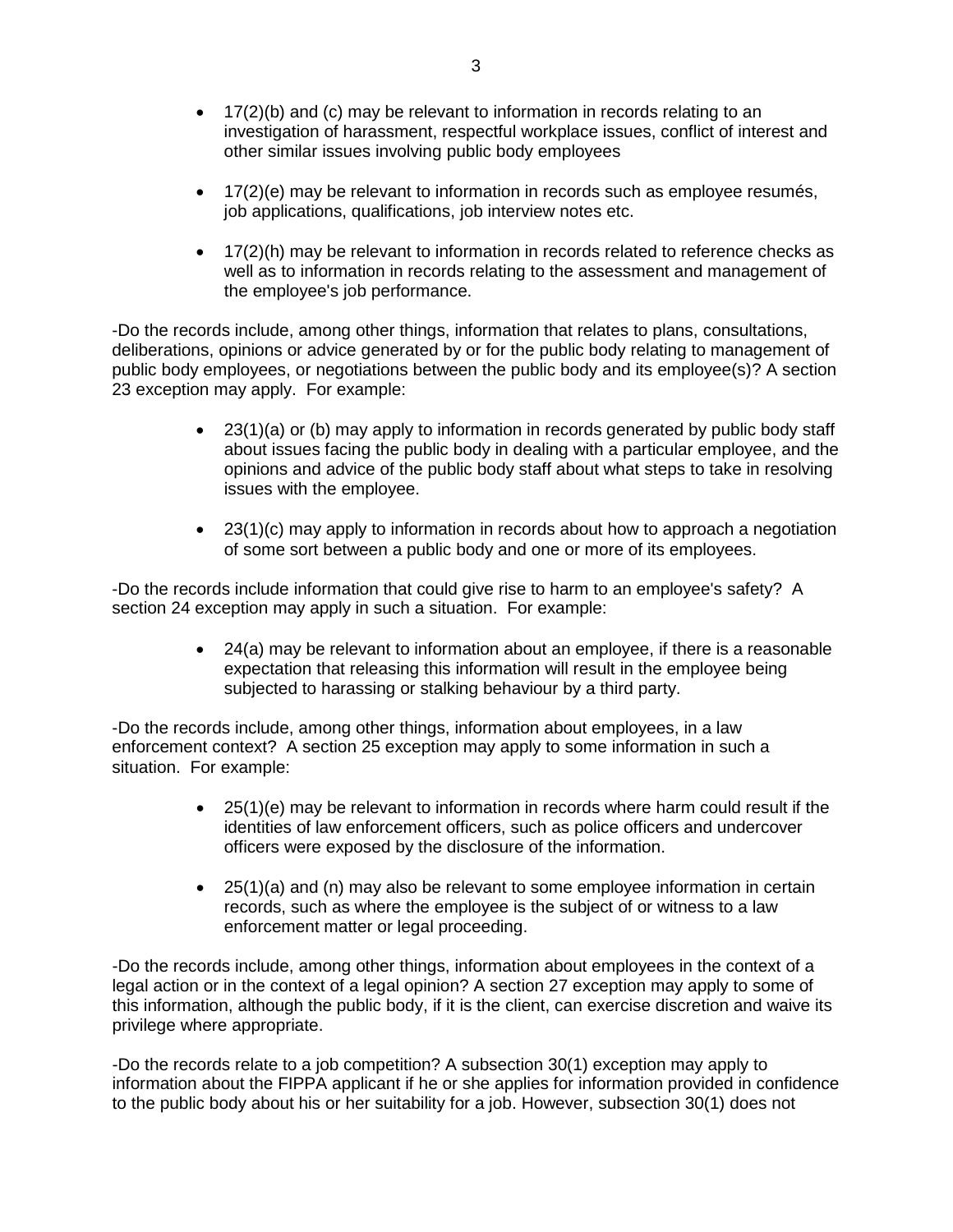- 17(2)(b) and (c) may be relevant to information in records relating to an investigation of harassment, respectful workplace issues, conflict of interest and other similar issues involving public body employees

- 17(2)(e) may be relevant to information in records such as employee resumés, job applications, qualifications, job interview notes etc.

- 17(2)(h) may be relevant to information in records related to reference checks as well as to information in records relating to the assessment and management of the employee's job performance.

-Do the records include, among other things, information that relates to plans, consultations, deliberations, opinions or advice generated by or for the public body relating to management of public body employees, or negotiations between the public body and its employee(s)? A section 23 exception may apply. For example:

- 23(1)(a) or (b) may apply to information in records generated by public body staff about issues facing the public body in dealing with a particular employee, and the opinions and advice of the public body staff about what steps to take in resolving issues with the employee.

- 23(1)(c) may apply to information in records about how to approach a negotiation of some sort between a public body and one or more of its employees.

-Do the records include information that could give rise to harm to an employee's safety? A section 24 exception may apply in such a situation. For example:

- 24(a) may be relevant to information about an employee, if there is a reasonable expectation that releasing this information will result in the employee being subjected to harassing or stalking behaviour by a third party.

-Do the records include, among other things, information about employees, in a law enforcement context? A section 25 exception may apply to some information in such a situation. For example:

- 25(1)(e) may be relevant to information in records where harm could result if the identities of law enforcement officers, such as police officers and undercover officers were exposed by the disclosure of the information.

- 25(1)(a) and (n) may also be relevant to some employee information in certain records, such as where the employee is the subject of or witness to a law enforcement matter or legal proceeding.

-Do the records include, among other things, information about employees in the context of a legal action or in the context of a legal opinion? A section 27 exception may apply to some of this information, although the public body, if it is the client, can exercise discretion and waive its privilege where appropriate.

-Do the records relate to a job competition? A subsection 30(1) exception may apply to information about the FIPPA applicant if he or she applies for information provided in confidence to the public body about his or her suitability for a job. However, subsection 30(1) does not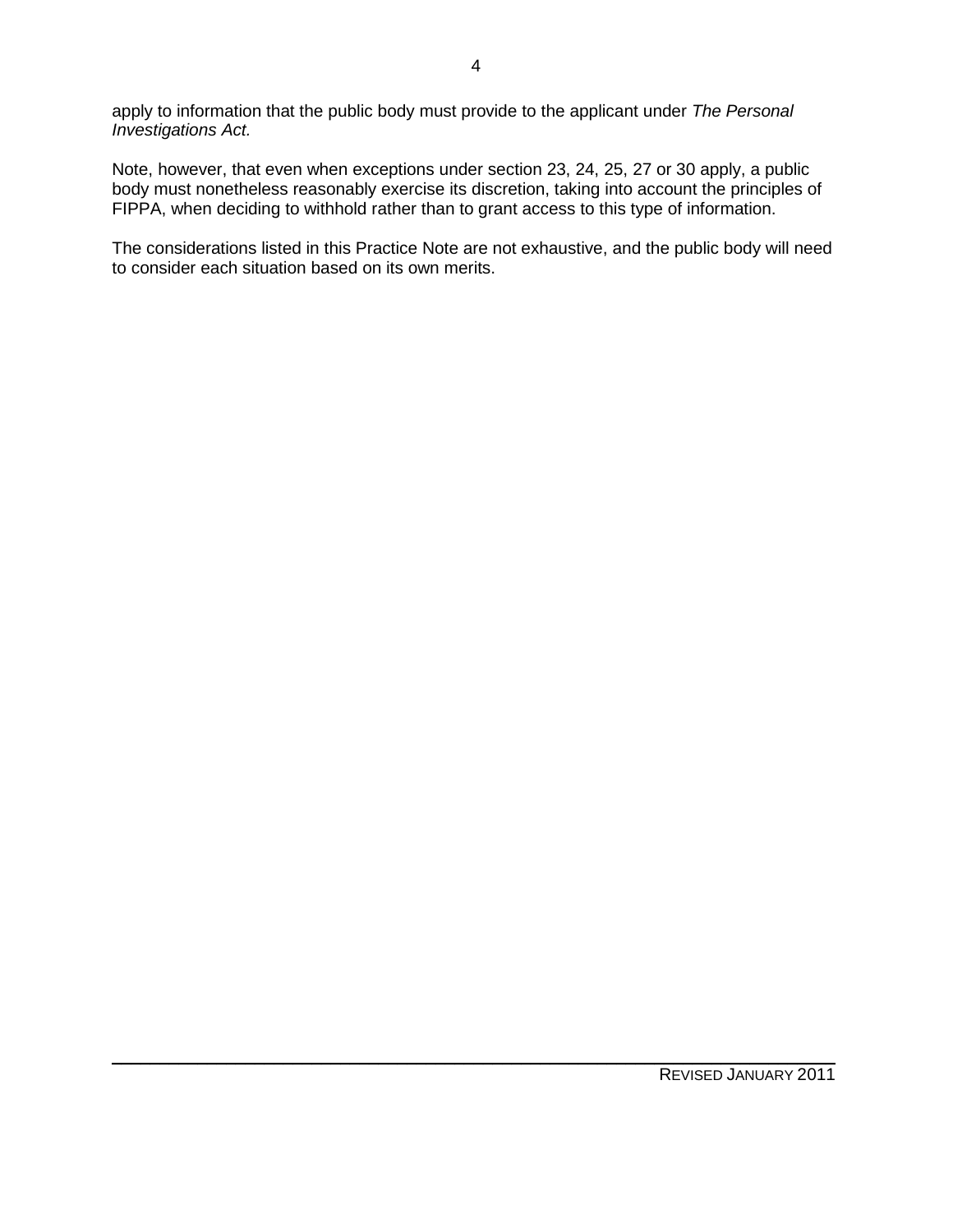apply to information that the public body must provide to the applicant under *The Personal Investigations Act.*

Note, however, that even when exceptions under section 23, 24, 25, 27 or 30 apply, a public body must nonetheless reasonably exercise its discretion, taking into account the principles of FIPPA, when deciding to withhold rather than to grant access to this type of information.

The considerations listed in this Practice Note are not exhaustive, and the public body will need to consider each situation based on its own merits.